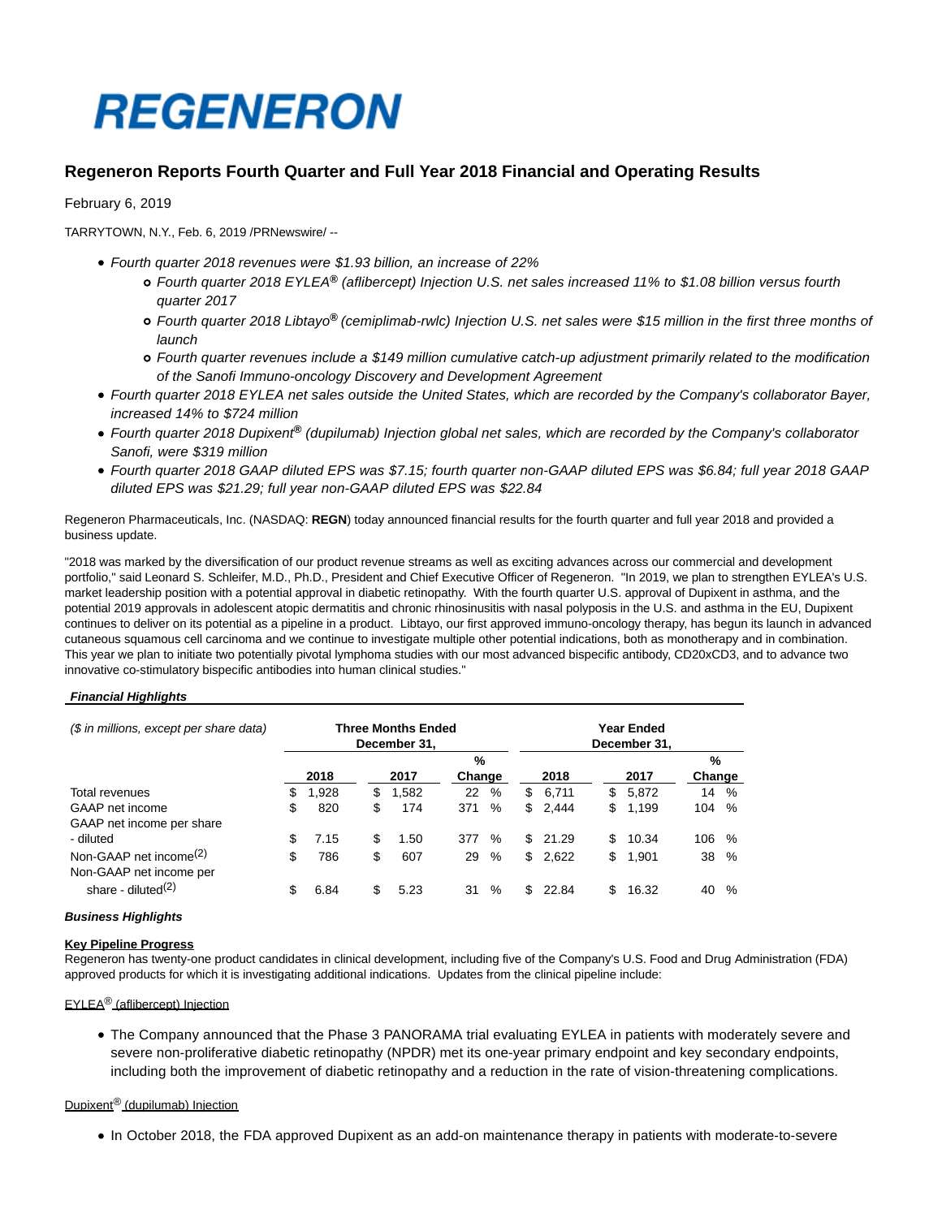# REGENERON

## Regeneron Reports Fourth Quarter and Full Year 2018 Financial and Operating Results

February 6, 2019

TARRYTOWN, N.Y., Feb. 6, 2019 /PRNewswire/ --

- *Fourth quarter 2018 revenues were $1.93 billion, an increase of 22%*
  - *Fourth quarter 2018 EYLEA® (aflibercept) Injection U.S. net sales increased 11% to $1.08 billion versus fourth quarter 2017*
  - *Fourth quarter 2018 Libtayo® (cemiplimab-rwlc) Injection U.S. net sales were $15 million in the first three months of launch*
  - *Fourth quarter revenues include a $149 million cumulative catch-up adjustment primarily related to the modification of the Sanofi Immuno-oncology Discovery and Development Agreement*
- *Fourth quarter 2018 EYLEA net sales outside the United States, which are recorded by the Company's collaborator Bayer, increased 14% to $724 million*
- *Fourth quarter 2018 Dupixent® (dupilumab) Injection global net sales, which are recorded by the Company's collaborator Sanofi, were $319 million*
- *Fourth quarter 2018 GAAP diluted EPS was $7.15; fourth quarter non-GAAP diluted EPS was $6.84; full year 2018 GAAP diluted EPS was $21.29; full year non-GAAP diluted EPS was $22.84*

Regeneron Pharmaceuticals, Inc. (NASDAQ: **REGN**) today announced financial results for the fourth quarter and full year 2018 and provided a business update.

"2018 was marked by the diversification of our product revenue streams as well as exciting advances across our commercial and development portfolio," said Leonard S. Schleifer, M.D., Ph.D., President and Chief Executive Officer of Regeneron. "In 2019, we plan to strengthen EYLEA's U.S. market leadership position with a potential approval in diabetic retinopathy. With the fourth quarter U.S. approval of Dupixent in asthma, and the potential 2019 approvals in adolescent atopic dermatitis and chronic rhinosinusitis with nasal polyposis in the U.S. and asthma in the EU, Dupixent continues to deliver on its potential as a pipeline in a product. Libtayo, our first approved immuno-oncology therapy, has begun its launch in advanced cutaneous squamous cell carcinoma and we continue to investigate multiple other potential indications, both as monotherapy and in combination. This year we plan to initiate two potentially pivotal lymphoma studies with our most advanced bispecific antibody, CD20xCD3, and to advance two innovative co-stimulatory bispecific antibodies into human clinical studies."

***Financial Highlights***

| *($ in millions, except per share data)* | Three Months Ended December 31, | | | Year Ended December 31, | | |
|---|---|---|---|---|---|---|
| | 2018 | 2017 | % Change | 2018 | 2017 | % Change |
| Total revenues | $ 1,928 | $ 1,582 | 22 % | $ 6,711 | $ 5,872 | 14 % |
| GAAP net income | $ 820 | $ 174 | 371 % | $ 2,444 | $ 1,199 | 104 % |
| GAAP net income per share - diluted | $ 7.15 | $ 1.50 | 377 % | $ 21.29 | $ 10.34 | 106 % |
| Non-GAAP net income(2) | $ 786 | $ 607 | 29 % | $ 2,622 | $ 1,901 | 38 % |
| Non-GAAP net income per share - diluted(2) | $ 6.84 | $ 5.23 | 31 % | $ 22.84 | $ 16.32 | 40 % |

***Business Highlights***

**Key Pipeline Progress**

Regeneron has twenty-one product candidates in clinical development, including five of the Company's U.S. Food and Drug Administration (FDA) approved products for which it is investigating additional indications. Updates from the clinical pipeline include:

EYLEA® (aflibercept) Injection

- The Company announced that the Phase 3 PANORAMA trial evaluating EYLEA in patients with moderately severe and severe non-proliferative diabetic retinopathy (NPDR) met its one-year primary endpoint and key secondary endpoints, including both the improvement of diabetic retinopathy and a reduction in the rate of vision-threatening complications.

Dupixent® (dupilumab) Injection

- In October 2018, the FDA approved Dupixent as an add-on maintenance therapy in patients with moderate-to-severe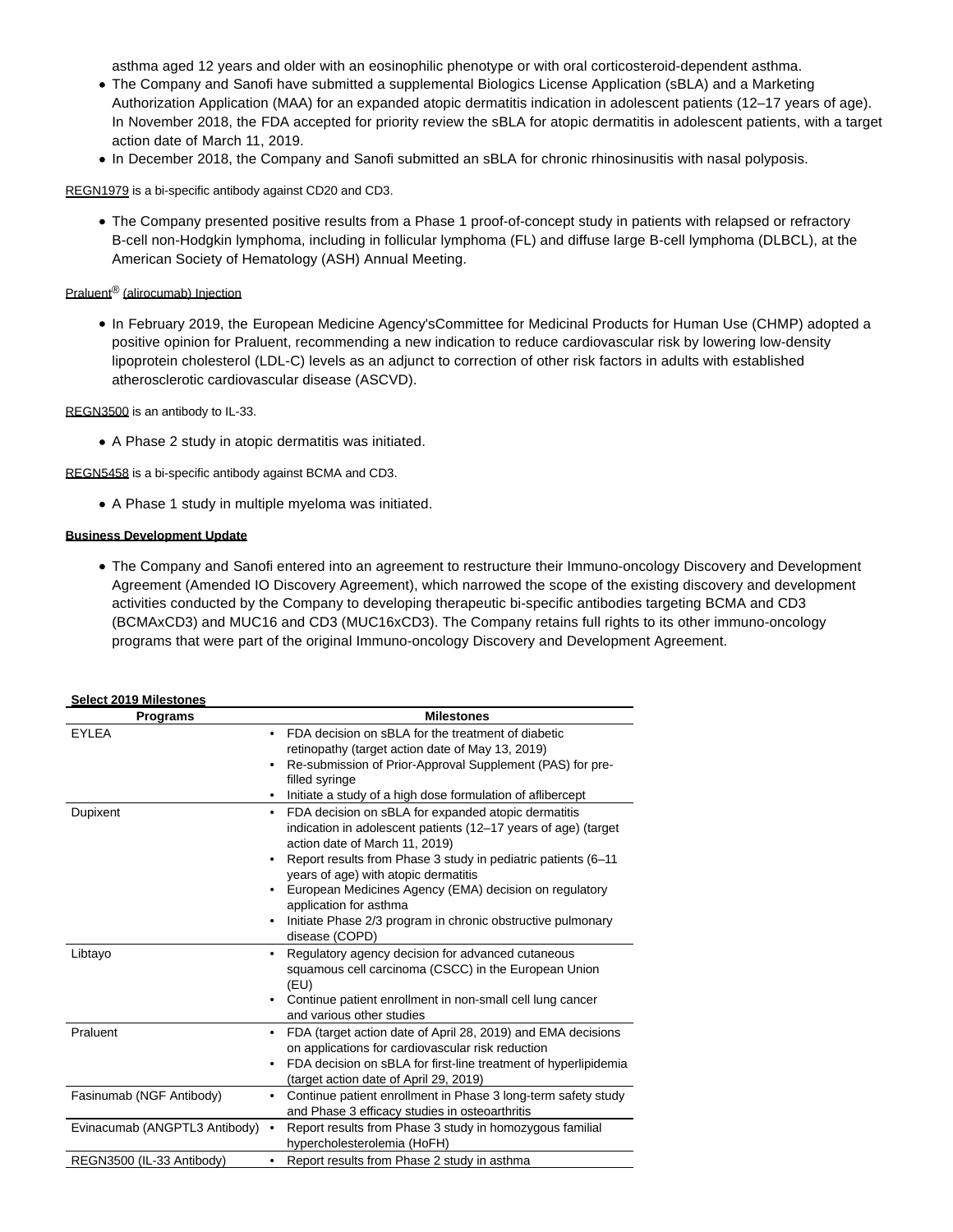asthma aged 12 years and older with an eosinophilic phenotype or with oral corticosteroid-dependent asthma.

- The Company and Sanofi have submitted a supplemental Biologics License Application (sBLA) and a Marketing Authorization Application (MAA) for an expanded atopic dermatitis indication in adolescent patients (12–17 years of age). In November 2018, the FDA accepted for priority review the sBLA for atopic dermatitis in adolescent patients, with a target action date of March 11, 2019.
- In December 2018, the Company and Sanofi submitted an sBLA for chronic rhinosinusitis with nasal polyposis.

REGN1979 is a bi-specific antibody against CD20 and CD3.

- The Company presented positive results from a Phase 1 proof-of-concept study in patients with relapsed or refractory B-cell non-Hodgkin lymphoma, including in follicular lymphoma (FL) and diffuse large B-cell lymphoma (DLBCL), at the American Society of Hematology (ASH) Annual Meeting.

Praluent® (alirocumab) Injection

- In February 2019, the European Medicine Agency'sCommittee for Medicinal Products for Human Use (CHMP) adopted a positive opinion for Praluent, recommending a new indication to reduce cardiovascular risk by lowering low-density lipoprotein cholesterol (LDL-C) levels as an adjunct to correction of other risk factors in adults with established atherosclerotic cardiovascular disease (ASCVD).

REGN3500 is an antibody to IL-33.

- A Phase 2 study in atopic dermatitis was initiated.

REGN5458 is a bi-specific antibody against BCMA and CD3.

- A Phase 1 study in multiple myeloma was initiated.

**Business Development Update**

- The Company and Sanofi entered into an agreement to restructure their Immuno-oncology Discovery and Development Agreement (Amended IO Discovery Agreement), which narrowed the scope of the existing discovery and development activities conducted by the Company to developing therapeutic bi-specific antibodies targeting BCMA and CD3 (BCMAxCD3) and MUC16 and CD3 (MUC16xCD3). The Company retains full rights to its other immuno-oncology programs that were part of the original Immuno-oncology Discovery and Development Agreement.

**Select 2019 Milestones**

| Programs | Milestones |
| --- | --- |
| EYLEA | • FDA decision on sBLA for the treatment of diabetic retinopathy (target action date of May 13, 2019)<br>• Re-submission of Prior-Approval Supplement (PAS) for pre-filled syringe<br>• Initiate a study of a high dose formulation of aflibercept |
| Dupixent | • FDA decision on sBLA for expanded atopic dermatitis indication in adolescent patients (12–17 years of age) (target action date of March 11, 2019)<br>• Report results from Phase 3 study in pediatric patients (6–11 years of age) with atopic dermatitis<br>• European Medicines Agency (EMA) decision on regulatory application for asthma<br>• Initiate Phase 2/3 program in chronic obstructive pulmonary disease (COPD) |
| Libtayo | • Regulatory agency decision for advanced cutaneous squamous cell carcinoma (CSCC) in the European Union (EU)<br>• Continue patient enrollment in non-small cell lung cancer and various other studies |
| Praluent | • FDA (target action date of April 28, 2019) and EMA decisions on applications for cardiovascular risk reduction<br>• FDA decision on sBLA for first-line treatment of hyperlipidemia (target action date of April 29, 2019) |
| Fasinumab (NGF Antibody) | • Continue patient enrollment in Phase 3 long-term safety study and Phase 3 efficacy studies in osteoarthritis |
| Evinacumab (ANGPTL3 Antibody) | • Report results from Phase 3 study in homozygous familial hypercholesterolemia (HoFH) |
| REGN3500 (IL-33 Antibody) | • Report results from Phase 2 study in asthma |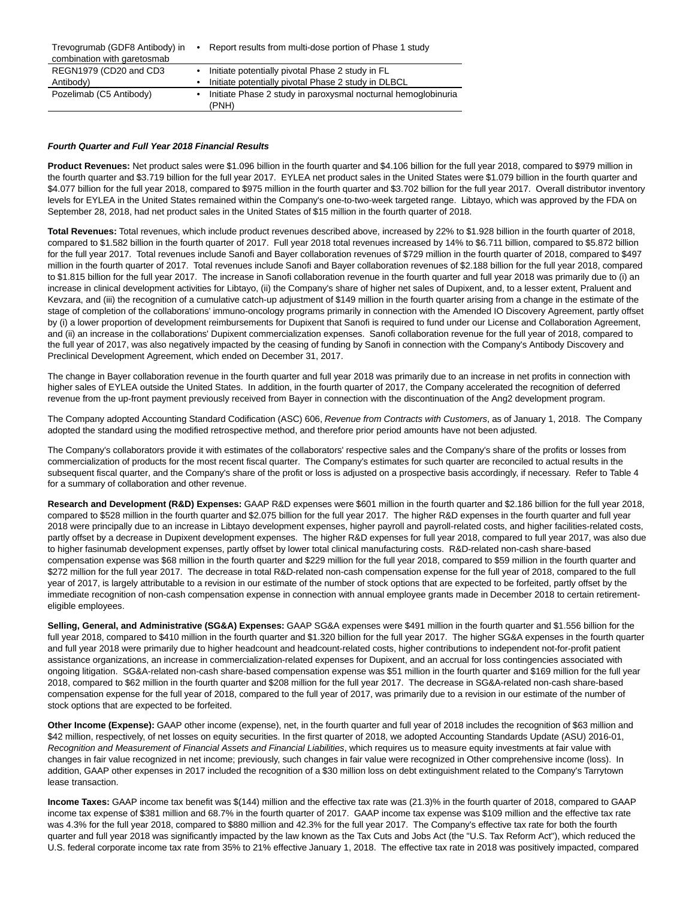| | |
|---|---|
| Trevogrumab (GDF8 Antibody) in combination with garetosmab | • Report results from multi-dose portion of Phase 1 study |
| REGN1979 (CD20 and CD3 Antibody) | • Initiate potentially pivotal Phase 2 study in FL<br>• Initiate potentially pivotal Phase 2 study in DLBCL |
| Pozelimab (C5 Antibody) | • Initiate Phase 2 study in paroxysmal nocturnal hemoglobinuria (PNH) |

***Fourth Quarter and Full Year 2018 Financial Results***

**Product Revenues:** Net product sales were $1.096 billion in the fourth quarter and $4.106 billion for the full year 2018, compared to $979 million in the fourth quarter and $3.719 billion for the full year 2017. EYLEA net product sales in the United States were $1.079 billion in the fourth quarter and $4.077 billion for the full year 2018, compared to $975 million in the fourth quarter and $3.702 billion for the full year 2017. Overall distributor inventory levels for EYLEA in the United States remained within the Company's one-to-two-week targeted range. Libtayo, which was approved by the FDA on September 28, 2018, had net product sales in the United States of $15 million in the fourth quarter of 2018.

**Total Revenues:** Total revenues, which include product revenues described above, increased by 22% to $1.928 billion in the fourth quarter of 2018, compared to $1.582 billion in the fourth quarter of 2017. Full year 2018 total revenues increased by 14% to $6.711 billion, compared to $5.872 billion for the full year 2017. Total revenues include Sanofi and Bayer collaboration revenues of $729 million in the fourth quarter of 2018, compared to $497 million in the fourth quarter of 2017. Total revenues include Sanofi and Bayer collaboration revenues of $2.188 billion for the full year 2018, compared to $1.815 billion for the full year 2017. The increase in Sanofi collaboration revenue in the fourth quarter and full year 2018 was primarily due to (i) an increase in clinical development activities for Libtayo, (ii) the Company's share of higher net sales of Dupixent, and, to a lesser extent, Praluent and Kevzara, and (iii) the recognition of a cumulative catch-up adjustment of $149 million in the fourth quarter arising from a change in the estimate of the stage of completion of the collaborations' immuno-oncology programs primarily in connection with the Amended IO Discovery Agreement, partly offset by (i) a lower proportion of development reimbursements for Dupixent that Sanofi is required to fund under our License and Collaboration Agreement, and (ii) an increase in the collaborations' Dupixent commercialization expenses. Sanofi collaboration revenue for the full year of 2018, compared to the full year of 2017, was also negatively impacted by the ceasing of funding by Sanofi in connection with the Company's Antibody Discovery and Preclinical Development Agreement, which ended on December 31, 2017.

The change in Bayer collaboration revenue in the fourth quarter and full year 2018 was primarily due to an increase in net profits in connection with higher sales of EYLEA outside the United States. In addition, in the fourth quarter of 2017, the Company accelerated the recognition of deferred revenue from the up-front payment previously received from Bayer in connection with the discontinuation of the Ang2 development program.

The Company adopted Accounting Standard Codification (ASC) 606, *Revenue from Contracts with Customers*, as of January 1, 2018. The Company adopted the standard using the modified retrospective method, and therefore prior period amounts have not been adjusted.

The Company's collaborators provide it with estimates of the collaborators' respective sales and the Company's share of the profits or losses from commercialization of products for the most recent fiscal quarter. The Company's estimates for such quarter are reconciled to actual results in the subsequent fiscal quarter, and the Company's share of the profit or loss is adjusted on a prospective basis accordingly, if necessary. Refer to Table 4 for a summary of collaboration and other revenue.

**Research and Development (R&D) Expenses:** GAAP R&D expenses were $601 million in the fourth quarter and $2.186 billion for the full year 2018, compared to $528 million in the fourth quarter and $2.075 billion for the full year 2017. The higher R&D expenses in the fourth quarter and full year 2018 were principally due to an increase in Libtayo development expenses, higher payroll and payroll-related costs, and higher facilities-related costs, partly offset by a decrease in Dupixent development expenses. The higher R&D expenses for full year 2018, compared to full year 2017, was also due to higher fasinumab development expenses, partly offset by lower total clinical manufacturing costs. R&D-related non-cash share-based compensation expense was $68 million in the fourth quarter and $229 million for the full year 2018, compared to $59 million in the fourth quarter and $272 million for the full year 2017. The decrease in total R&D-related non-cash compensation expense for the full year of 2018, compared to the full year of 2017, is largely attributable to a revision in our estimate of the number of stock options that are expected to be forfeited, partly offset by the immediate recognition of non-cash compensation expense in connection with annual employee grants made in December 2018 to certain retirement-eligible employees.

**Selling, General, and Administrative (SG&A) Expenses:** GAAP SG&A expenses were $491 million in the fourth quarter and $1.556 billion for the full year 2018, compared to $410 million in the fourth quarter and $1.320 billion for the full year 2017. The higher SG&A expenses in the fourth quarter and full year 2018 were primarily due to higher headcount and headcount-related costs, higher contributions to independent not-for-profit patient assistance organizations, an increase in commercialization-related expenses for Dupixent, and an accrual for loss contingencies associated with ongoing litigation. SG&A-related non-cash share-based compensation expense was $51 million in the fourth quarter and $169 million for the full year 2018, compared to $62 million in the fourth quarter and $208 million for the full year 2017. The decrease in SG&A-related non-cash share-based compensation expense for the full year of 2018, compared to the full year of 2017, was primarily due to a revision in our estimate of the number of stock options that are expected to be forfeited.

**Other Income (Expense):** GAAP other income (expense), net, in the fourth quarter and full year of 2018 includes the recognition of $63 million and $42 million, respectively, of net losses on equity securities. In the first quarter of 2018, we adopted Accounting Standards Update (ASU) 2016-01, *Recognition and Measurement of Financial Assets and Financial Liabilities*, which requires us to measure equity investments at fair value with changes in fair value recognized in net income; previously, such changes in fair value were recognized in Other comprehensive income (loss). In addition, GAAP other expenses in 2017 included the recognition of a $30 million loss on debt extinguishment related to the Company's Tarrytown lease transaction.

**Income Taxes:** GAAP income tax benefit was $(144) million and the effective tax rate was (21.3)% in the fourth quarter of 2018, compared to GAAP income tax expense of $381 million and 68.7% in the fourth quarter of 2017. GAAP income tax expense was $109 million and the effective tax rate was 4.3% for the full year 2018, compared to $880 million and 42.3% for the full year 2017. The Company's effective tax rate for both the fourth quarter and full year 2018 was significantly impacted by the law known as the Tax Cuts and Jobs Act (the "U.S. Tax Reform Act"), which reduced the U.S. federal corporate income tax rate from 35% to 21% effective January 1, 2018. The effective tax rate in 2018 was positively impacted, compared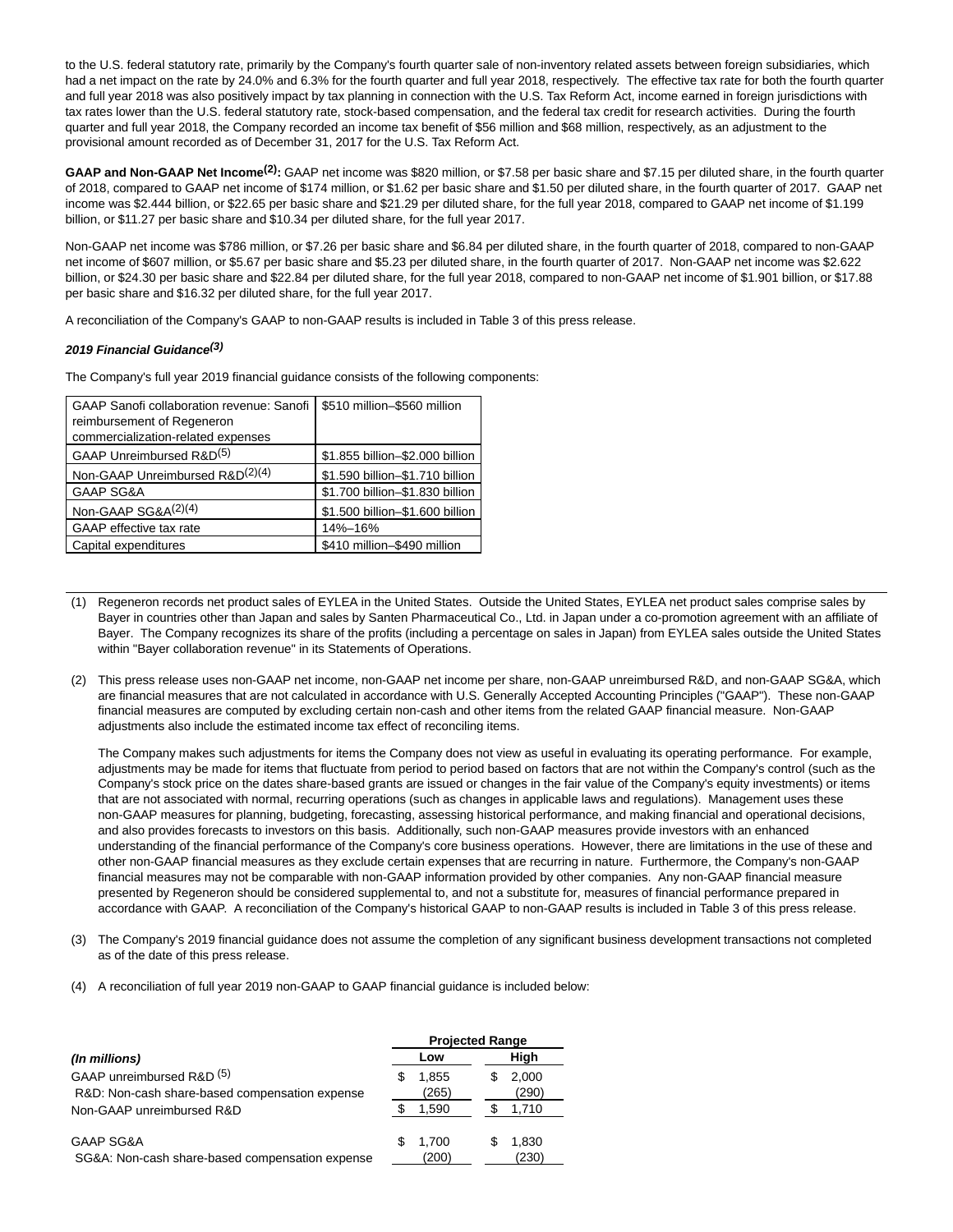to the U.S. federal statutory rate, primarily by the Company's fourth quarter sale of non-inventory related assets between foreign subsidiaries, which had a net impact on the rate by 24.0% and 6.3% for the fourth quarter and full year 2018, respectively. The effective tax rate for both the fourth quarter and full year 2018 was also positively impact by tax planning in connection with the U.S. Tax Reform Act, income earned in foreign jurisdictions with tax rates lower than the U.S. federal statutory rate, stock-based compensation, and the federal tax credit for research activities. During the fourth quarter and full year 2018, the Company recorded an income tax benefit of $56 million and $68 million, respectively, as an adjustment to the provisional amount recorded as of December 31, 2017 for the U.S. Tax Reform Act.

**GAAP and Non-GAAP Net Income(2):** GAAP net income was $820 million, or $7.58 per basic share and $7.15 per diluted share, in the fourth quarter of 2018, compared to GAAP net income of $174 million, or $1.62 per basic share and $1.50 per diluted share, in the fourth quarter of 2017. GAAP net income was $2.444 billion, or $22.65 per basic share and $21.29 per diluted share, for the full year 2018, compared to GAAP net income of $1.199 billion, or $11.27 per basic share and $10.34 per diluted share, for the full year 2017.

Non-GAAP net income was $786 million, or $7.26 per basic share and $6.84 per diluted share, in the fourth quarter of 2018, compared to non-GAAP net income of $607 million, or $5.67 per basic share and $5.23 per diluted share, in the fourth quarter of 2017. Non-GAAP net income was $2.622 billion, or $24.30 per basic share and $22.84 per diluted share, for the full year 2018, compared to non-GAAP net income of $1.901 billion, or $17.88 per basic share and $16.32 per diluted share, for the full year 2017.

A reconciliation of the Company's GAAP to non-GAAP results is included in Table 3 of this press release.

***2019 Financial Guidance(3)***

The Company's full year 2019 financial guidance consists of the following components:

| | |
|---|---|
| GAAP Sanofi collaboration revenue: Sanofi reimbursement of Regeneron commercialization-related expenses | $510 million–$560 million |
| GAAP Unreimbursed R&D(5) | $1.855 billion–$2.000 billion |
| Non-GAAP Unreimbursed R&D(2)(4) | $1.590 billion–$1.710 billion |
| GAAP SG&A | $1.700 billion–$1.830 billion |
| Non-GAAP SG&A(2)(4) | $1.500 billion–$1.600 billion |
| GAAP effective tax rate | 14%–16% |
| Capital expenditures | $410 million–$490 million |

---

(1) Regeneron records net product sales of EYLEA in the United States. Outside the United States, EYLEA net product sales comprise sales by Bayer in countries other than Japan and sales by Santen Pharmaceutical Co., Ltd. in Japan under a co-promotion agreement with an affiliate of Bayer. The Company recognizes its share of the profits (including a percentage on sales in Japan) from EYLEA sales outside the United States within "Bayer collaboration revenue" in its Statements of Operations.

(2) This press release uses non-GAAP net income, non-GAAP net income per share, non-GAAP unreimbursed R&D, and non-GAAP SG&A, which are financial measures that are not calculated in accordance with U.S. Generally Accepted Accounting Principles ("GAAP"). These non-GAAP financial measures are computed by excluding certain non-cash and other items from the related GAAP financial measure. Non-GAAP adjustments also include the estimated income tax effect of reconciling items.

The Company makes such adjustments for items the Company does not view as useful in evaluating its operating performance. For example, adjustments may be made for items that fluctuate from period to period based on factors that are not within the Company's control (such as the Company's stock price on the dates share-based grants are issued or changes in the fair value of the Company's equity investments) or items that are not associated with normal, recurring operations (such as changes in applicable laws and regulations). Management uses these non-GAAP measures for planning, budgeting, forecasting, assessing historical performance, and making financial and operational decisions, and also provides forecasts to investors on this basis. Additionally, such non-GAAP measures provide investors with an enhanced understanding of the financial performance of the Company's core business operations. However, there are limitations in the use of these and other non-GAAP financial measures as they exclude certain expenses that are recurring in nature. Furthermore, the Company's non-GAAP financial measures may not be comparable with non-GAAP information provided by other companies. Any non-GAAP financial measure presented by Regeneron should be considered supplemental to, and not a substitute for, measures of financial performance prepared in accordance with GAAP. A reconciliation of the Company's historical GAAP to non-GAAP results is included in Table 3 of this press release.

(3) The Company's 2019 financial guidance does not assume the completion of any significant business development transactions not completed as of the date of this press release.

(4) A reconciliation of full year 2019 non-GAAP to GAAP financial guidance is included below:

| | Projected Range | |
|---|---|---|
| ***(In millions)*** | **Low** | **High** |
| GAAP unreimbursed R&D (5) | $ 1,855 | $ 2,000 |
| R&D: Non-cash share-based compensation expense | (265) | (290) |
| Non-GAAP unreimbursed R&D | $ 1,590 | $ 1,710 |
| | | |
| GAAP SG&A | $ 1,700 | $ 1,830 |
| SG&A: Non-cash share-based compensation expense | (200) | (230) |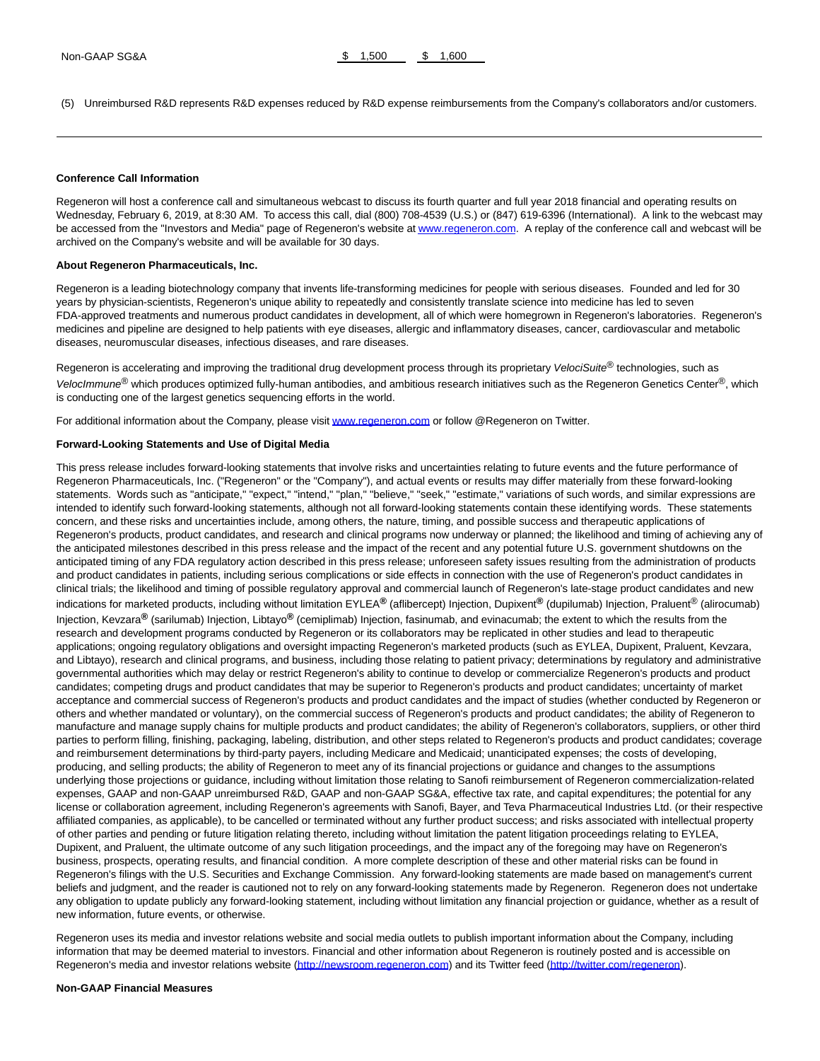| | | |
|---|---|---|
| Non-GAAP SG&A | $ 1,500 | $ 1,600 |

(5) Unreimbursed R&D represents R&D expenses reduced by R&D expense reimbursements from the Company's collaborators and/or customers.

---

**Conference Call Information**

Regeneron will host a conference call and simultaneous webcast to discuss its fourth quarter and full year 2018 financial and operating results on Wednesday, February 6, 2019, at 8:30 AM. To access this call, dial (800) 708-4539 (U.S.) or (847) 619-6396 (International). A link to the webcast may be accessed from the "Investors and Media" page of Regeneron's website at www.regeneron.com. A replay of the conference call and webcast will be archived on the Company's website and will be available for 30 days.

**About Regeneron Pharmaceuticals, Inc.**

Regeneron is a leading biotechnology company that invents life-transforming medicines for people with serious diseases. Founded and led for 30 years by physician-scientists, Regeneron's unique ability to repeatedly and consistently translate science into medicine has led to seven FDA-approved treatments and numerous product candidates in development, all of which were homegrown in Regeneron's laboratories. Regeneron's medicines and pipeline are designed to help patients with eye diseases, allergic and inflammatory diseases, cancer, cardiovascular and metabolic diseases, neuromuscular diseases, infectious diseases, and rare diseases.

Regeneron is accelerating and improving the traditional drug development process through its proprietary *VelociSuite*® technologies, such as *VelocImmune*® which produces optimized fully-human antibodies, and ambitious research initiatives such as the Regeneron Genetics Center®, which is conducting one of the largest genetics sequencing efforts in the world.

For additional information about the Company, please visit www.regeneron.com or follow @Regeneron on Twitter.

**Forward-Looking Statements and Use of Digital Media**

This press release includes forward-looking statements that involve risks and uncertainties relating to future events and the future performance of Regeneron Pharmaceuticals, Inc. ("Regeneron" or the "Company"), and actual events or results may differ materially from these forward-looking statements. Words such as "anticipate," "expect," "intend," "plan," "believe," "seek," "estimate," variations of such words, and similar expressions are intended to identify such forward-looking statements, although not all forward-looking statements contain these identifying words. These statements concern, and these risks and uncertainties include, among others, the nature, timing, and possible success and therapeutic applications of Regeneron's products, product candidates, and research and clinical programs now underway or planned; the likelihood and timing of achieving any of the anticipated milestones described in this press release and the impact of the recent and any potential future U.S. government shutdowns on the anticipated timing of any FDA regulatory action described in this press release; unforeseen safety issues resulting from the administration of products and product candidates in patients, including serious complications or side effects in connection with the use of Regeneron's product candidates in clinical trials; the likelihood and timing of possible regulatory approval and commercial launch of Regeneron's late-stage product candidates and new indications for marketed products, including without limitation EYLEA® (aflibercept) Injection, Dupixent® (dupilumab) Injection, Praluent® (alirocumab) Injection, Kevzara® (sarilumab) Injection, Libtayo® (cemiplimab) Injection, fasinumab, and evinacumab; the extent to which the results from the research and development programs conducted by Regeneron or its collaborators may be replicated in other studies and lead to therapeutic applications; ongoing regulatory obligations and oversight impacting Regeneron's marketed products (such as EYLEA, Dupixent, Praluent, Kevzara, and Libtayo), research and clinical programs, and business, including those relating to patient privacy; determinations by regulatory and administrative governmental authorities which may delay or restrict Regeneron's ability to continue to develop or commercialize Regeneron's products and product candidates; competing drugs and product candidates that may be superior to Regeneron's products and product candidates; uncertainty of market acceptance and commercial success of Regeneron's products and product candidates and the impact of studies (whether conducted by Regeneron or others and whether mandated or voluntary), on the commercial success of Regeneron's products and product candidates; the ability of Regeneron to manufacture and manage supply chains for multiple products and product candidates; the ability of Regeneron's collaborators, suppliers, or other third parties to perform filling, finishing, packaging, labeling, distribution, and other steps related to Regeneron's products and product candidates; coverage and reimbursement determinations by third-party payers, including Medicare and Medicaid; unanticipated expenses; the costs of developing, producing, and selling products; the ability of Regeneron to meet any of its financial projections or guidance and changes to the assumptions underlying those projections or guidance, including without limitation those relating to Sanofi reimbursement of Regeneron commercialization-related expenses, GAAP and non-GAAP unreimbursed R&D, GAAP and non-GAAP SG&A, effective tax rate, and capital expenditures; the potential for any license or collaboration agreement, including Regeneron's agreements with Sanofi, Bayer, and Teva Pharmaceutical Industries Ltd. (or their respective affiliated companies, as applicable), to be cancelled or terminated without any further product success; and risks associated with intellectual property of other parties and pending or future litigation relating thereto, including without limitation the patent litigation proceedings relating to EYLEA, Dupixent, and Praluent, the ultimate outcome of any such litigation proceedings, and the impact any of the foregoing may have on Regeneron's business, prospects, operating results, and financial condition. A more complete description of these and other material risks can be found in Regeneron's filings with the U.S. Securities and Exchange Commission. Any forward-looking statements are made based on management's current beliefs and judgment, and the reader is cautioned not to rely on any forward-looking statements made by Regeneron. Regeneron does not undertake any obligation to update publicly any forward-looking statement, including without limitation any financial projection or guidance, whether as a result of new information, future events, or otherwise.

Regeneron uses its media and investor relations website and social media outlets to publish important information about the Company, including information that may be deemed material to investors. Financial and other information about Regeneron is routinely posted and is accessible on Regeneron's media and investor relations website (http://newsroom.regeneron.com) and its Twitter feed (http://twitter.com/regeneron).

**Non-GAAP Financial Measures**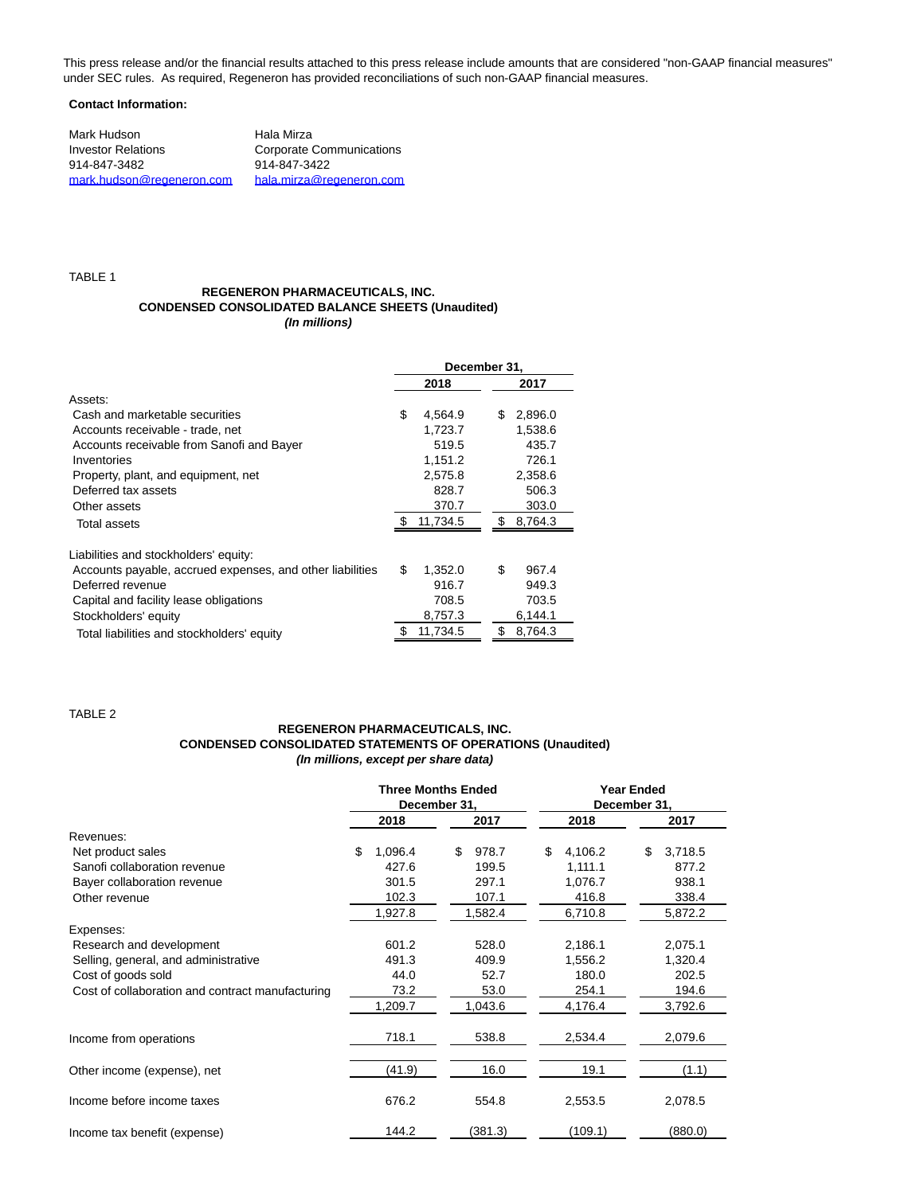This press release and/or the financial results attached to this press release include amounts that are considered "non-GAAP financial measures" under SEC rules. As required, Regeneron has provided reconciliations of such non-GAAP financial measures.

**Contact Information:**

| Mark Hudson | Hala Mirza |
|---|---|
| Investor Relations | Corporate Communications |
| 914-847-3482 | 914-847-3422 |
| mark.hudson@regeneron.com | hala.mirza@regeneron.com |

TABLE 1

**REGENERON PHARMACEUTICALS, INC.**
**CONDENSED CONSOLIDATED BALANCE SHEETS (Unaudited)**
***(In millions)***

| | December 31, | |
|---|---|---|
| | 2018 | 2017 |
| Assets: | | |
| Cash and marketable securities | $ 4,564.9 | $ 2,896.0 |
| Accounts receivable - trade, net | 1,723.7 | 1,538.6 |
| Accounts receivable from Sanofi and Bayer | 519.5 | 435.7 |
| Inventories | 1,151.2 | 726.1 |
| Property, plant, and equipment, net | 2,575.8 | 2,358.6 |
| Deferred tax assets | 828.7 | 506.3 |
| Other assets | 370.7 | 303.0 |
| Total assets | $ 11,734.5 | $ 8,764.3 |
| | | |
| Liabilities and stockholders' equity: | | |
| Accounts payable, accrued expenses, and other liabilities | $ 1,352.0 | $ 967.4 |
| Deferred revenue | 916.7 | 949.3 |
| Capital and facility lease obligations | 708.5 | 703.5 |
| Stockholders' equity | 8,757.3 | 6,144.1 |
| Total liabilities and stockholders' equity | $ 11,734.5 | $ 8,764.3 |

TABLE 2

**REGENERON PHARMACEUTICALS, INC.**
**CONDENSED CONSOLIDATED STATEMENTS OF OPERATIONS (Unaudited)**
***(In millions, except per share data)***

| | Three Months Ended December 31, | | Year Ended December 31, | |
|---|---|---|---|---|
| | 2018 | 2017 | 2018 | 2017 |
| Revenues: | | | | |
| Net product sales | $ 1,096.4 | $ 978.7 | $ 4,106.2 | $ 3,718.5 |
| Sanofi collaboration revenue | 427.6 | 199.5 | 1,111.1 | 877.2 |
| Bayer collaboration revenue | 301.5 | 297.1 | 1,076.7 | 938.1 |
| Other revenue | 102.3 | 107.1 | 416.8 | 338.4 |
| | 1,927.8 | 1,582.4 | 6,710.8 | 5,872.2 |
| Expenses: | | | | |
| Research and development | 601.2 | 528.0 | 2,186.1 | 2,075.1 |
| Selling, general, and administrative | 491.3 | 409.9 | 1,556.2 | 1,320.4 |
| Cost of goods sold | 44.0 | 52.7 | 180.0 | 202.5 |
| Cost of collaboration and contract manufacturing | 73.2 | 53.0 | 254.1 | 194.6 |
| | 1,209.7 | 1,043.6 | 4,176.4 | 3,792.6 |
| | | | | |
| Income from operations | 718.1 | 538.8 | 2,534.4 | 2,079.6 |
| | | | | |
| Other income (expense), net | (41.9) | 16.0 | 19.1 | (1.1) |
| | | | | |
| Income before income taxes | 676.2 | 554.8 | 2,553.5 | 2,078.5 |
| | | | | |
| Income tax benefit (expense) | 144.2 | (381.3) | (109.1) | (880.0) |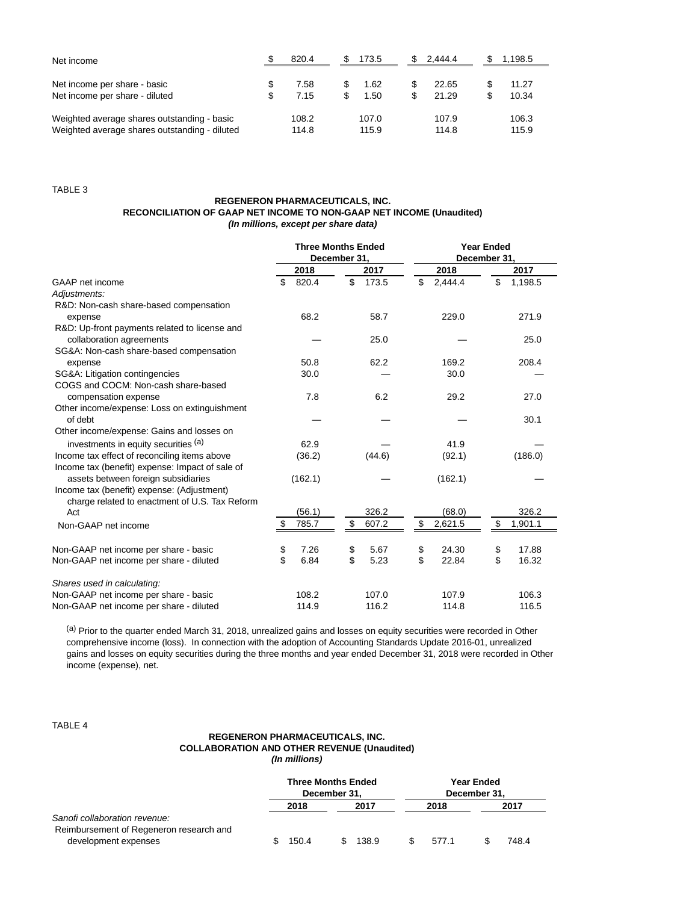| | Three Months Ended December 31, | | Year Ended December 31, | |
|---|---|---|---|---|
| | 2018 | 2017 | 2018 | 2017 |
| Net income | $ 820.4 | $ 173.5 | $ 2,444.4 | $ 1,198.5 |
| Net income per share - basic | $ 7.58 | $ 1.62 | $ 22.65 | $ 11.27 |
| Net income per share - diluted | $ 7.15 | $ 1.50 | $ 21.29 | $ 10.34 |
| Weighted average shares outstanding - basic | 108.2 | 107.0 | 107.9 | 106.3 |
| Weighted average shares outstanding - diluted | 114.8 | 115.9 | 114.8 | 115.9 |

TABLE 3

**REGENERON PHARMACEUTICALS, INC.**
**RECONCILIATION OF GAAP NET INCOME TO NON-GAAP NET INCOME (Unaudited)**
***(In millions, except per share data)***

| | Three Months Ended December 31, | | Year Ended December 31, | |
|---|---|---|---|---|
| | 2018 | 2017 | 2018 | 2017 |
| GAAP net income | $ 820.4 | $ 173.5 | $ 2,444.4 | $ 1,198.5 |
| *Adjustments:* | | | | |
| R&D: Non-cash share-based compensation expense | 68.2 | 58.7 | 229.0 | 271.9 |
| R&D: Up-front payments related to license and collaboration agreements | — | 25.0 | — | 25.0 |
| SG&A: Non-cash share-based compensation expense | 50.8 | 62.2 | 169.2 | 208.4 |
| SG&A: Litigation contingencies | 30.0 | — | 30.0 | — |
| COGS and COCM: Non-cash share-based compensation expense | 7.8 | 6.2 | 29.2 | 27.0 |
| Other income/expense: Loss on extinguishment of debt | — | — | — | 30.1 |
| Other income/expense: Gains and losses on investments in equity securities [(a)] | 62.9 | — | 41.9 | — |
| Income tax effect of reconciling items above | (36.2) | (44.6) | (92.1) | (186.0) |
| Income tax (benefit) expense: Impact of sale of assets between foreign subsidiaries | (162.1) | — | (162.1) | — |
| Income tax (benefit) expense: (Adjustment) charge related to enactment of U.S. Tax Reform Act | (56.1) | 326.2 | (68.0) | 326.2 |
| Non-GAAP net income | $ 785.7 | $ 607.2 | $ 2,621.5 | $ 1,901.1 |
| Non-GAAP net income per share - basic | $ 7.26 | $ 5.67 | $ 24.30 | $ 17.88 |
| Non-GAAP net income per share - diluted | $ 6.84 | $ 5.23 | $ 22.84 | $ 16.32 |
| *Shares used in calculating:* | | | | |
| Non-GAAP net income per share - basic | 108.2 | 107.0 | 107.9 | 106.3 |
| Non-GAAP net income per share - diluted | 114.9 | 116.2 | 114.8 | 116.5 |

[(a)] Prior to the quarter ended March 31, 2018, unrealized gains and losses on equity securities were recorded in Other comprehensive income (loss). In connection with the adoption of Accounting Standards Update 2016-01, unrealized gains and losses on equity securities during the three months and year ended December 31, 2018 were recorded in Other income (expense), net.

TABLE 4

**REGENERON PHARMACEUTICALS, INC.**
**COLLABORATION AND OTHER REVENUE (Unaudited)**
***(In millions)***

| | Three Months Ended December 31, | | Year Ended December 31, | |
|---|---|---|---|---|
| | 2018 | 2017 | 2018 | 2017 |
| *Sanofi collaboration revenue:* | | | | |
| Reimbursement of Regeneron research and development expenses | $ 150.4 | $ 138.9 | $ 577.1 | $ 748.4 |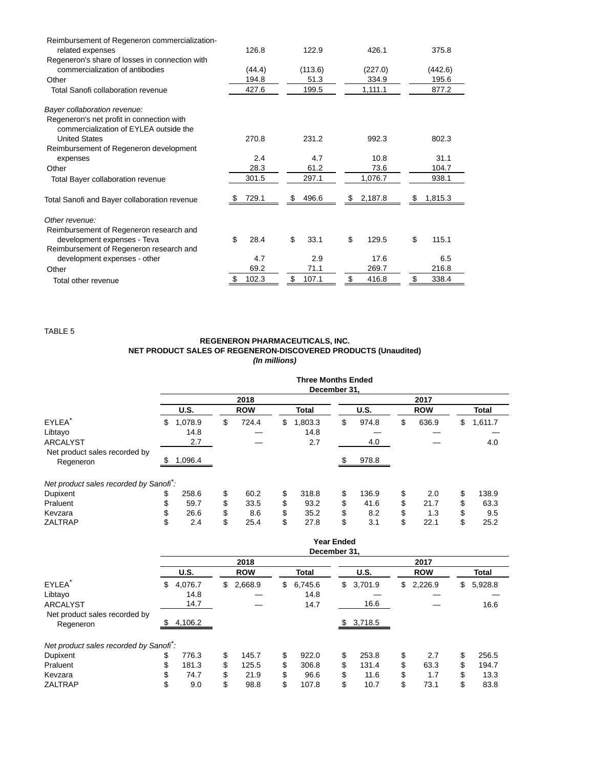| | | | | |
|---|---|---|---|---|
| Reimbursement of Regeneron commercialization-related expenses | 126.8 | 122.9 | 426.1 | 375.8 |
| Regeneron's share of losses in connection with commercialization of antibodies | (44.4) | (113.6) | (227.0) | (442.6) |
| Other | 194.8 | 51.3 | 334.9 | 195.6 |
| Total Sanofi collaboration revenue | 427.6 | 199.5 | 1,111.1 | 877.2 |
| *Bayer collaboration revenue:* | | | | |
| Regeneron's net profit in connection with commercialization of EYLEA outside the United States | 270.8 | 231.2 | 992.3 | 802.3 |
| Reimbursement of Regeneron development expenses | 2.4 | 4.7 | 10.8 | 31.1 |
| Other | 28.3 | 61.2 | 73.6 | 104.7 |
| Total Bayer collaboration revenue | 301.5 | 297.1 | 1,076.7 | 938.1 |
| Total Sanofi and Bayer collaboration revenue | $ 729.1 | $ 496.6 | $ 2,187.8 | $ 1,815.3 |
| *Other revenue:* | | | | |
| Reimbursement of Regeneron research and development expenses - Teva | $ 28.4 | $ 33.1 | $ 129.5 | $ 115.1 |
| Reimbursement of Regeneron research and development expenses - other | 4.7 | 2.9 | 17.6 | 6.5 |
| Other | 69.2 | 71.1 | 269.7 | 216.8 |
| Total other revenue | $ 102.3 | $ 107.1 | $ 416.8 | $ 338.4 |

TABLE 5

**REGENERON PHARMACEUTICALS, INC.**
**NET PRODUCT SALES OF REGENERON-DISCOVERED PRODUCTS (Unaudited)**
***(In millions)***

| | Three Months Ended December 31, | | | | | |
|---|---|---|---|---|---|---|
| | 2018 | | | 2017 | | |
| | U.S. | ROW | Total | U.S. | ROW | Total |
| EYLEA* | $ 1,078.9 | $ 724.4 | $ 1,803.3 | $ 974.8 | $ 636.9 | $ 1,611.7 |
| Libtayo | 14.8 | — | 14.8 | — | — | — |
| ARCALYST | 2.7 | — | 2.7 | 4.0 | — | 4.0 |
| Net product sales recorded by Regeneron | $ 1,096.4 | | | $ 978.8 | | |
| *Net product sales recorded by Sanofi*:* | | | | | | |
| Dupixent | $ 258.6 | $ 60.2 | $ 318.8 | $ 136.9 | $ 2.0 | $ 138.9 |
| Praluent | $ 59.7 | $ 33.5 | $ 93.2 | $ 41.6 | $ 21.7 | $ 63.3 |
| Kevzara | $ 26.6 | $ 8.6 | $ 35.2 | $ 8.2 | $ 1.3 | $ 9.5 |
| ZALTRAP | $ 2.4 | $ 25.4 | $ 27.8 | $ 3.1 | $ 22.1 | $ 25.2 |

| | Year Ended December 31, | | | | | |
|---|---|---|---|---|---|---|
| | 2018 | | | 2017 | | |
| | U.S. | ROW | Total | U.S. | ROW | Total |
| EYLEA* | $ 4,076.7 | $ 2,668.9 | $ 6,745.6 | $ 3,701.9 | $ 2,226.9 | $ 5,928.8 |
| Libtayo | 14.8 | — | 14.8 | — | — | — |
| ARCALYST | 14.7 | — | 14.7 | 16.6 | — | 16.6 |
| Net product sales recorded by Regeneron | $ 4,106.2 | | | $ 3,718.5 | | |
| *Net product sales recorded by Sanofi*:* | | | | | | |
| Dupixent | $ 776.3 | $ 145.7 | $ 922.0 | $ 253.8 | $ 2.7 | $ 256.5 |
| Praluent | $ 181.3 | $ 125.5 | $ 306.8 | $ 131.4 | $ 63.3 | $ 194.7 |
| Kevzara | $ 74.7 | $ 21.9 | $ 96.6 | $ 11.6 | $ 1.7 | $ 13.3 |
| ZALTRAP | $ 9.0 | $ 98.8 | $ 107.8 | $ 10.7 | $ 73.1 | $ 83.8 |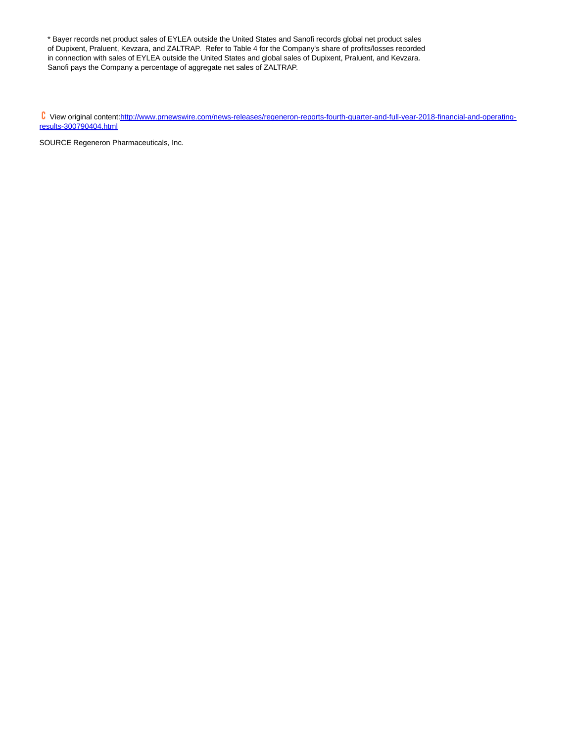* Bayer records net product sales of EYLEA outside the United States and Sanofi records global net product sales of Dupixent, Praluent, Kevzara, and ZALTRAP. Refer to Table 4 for the Company's share of profits/losses recorded in connection with sales of EYLEA outside the United States and global sales of Dupixent, Praluent, and Kevzara. Sanofi pays the Company a percentage of aggregate net sales of ZALTRAP.

View original content:http://www.prnewswire.com/news-releases/regeneron-reports-fourth-quarter-and-full-year-2018-financial-and-operating-results-300790404.html

SOURCE Regeneron Pharmaceuticals, Inc.